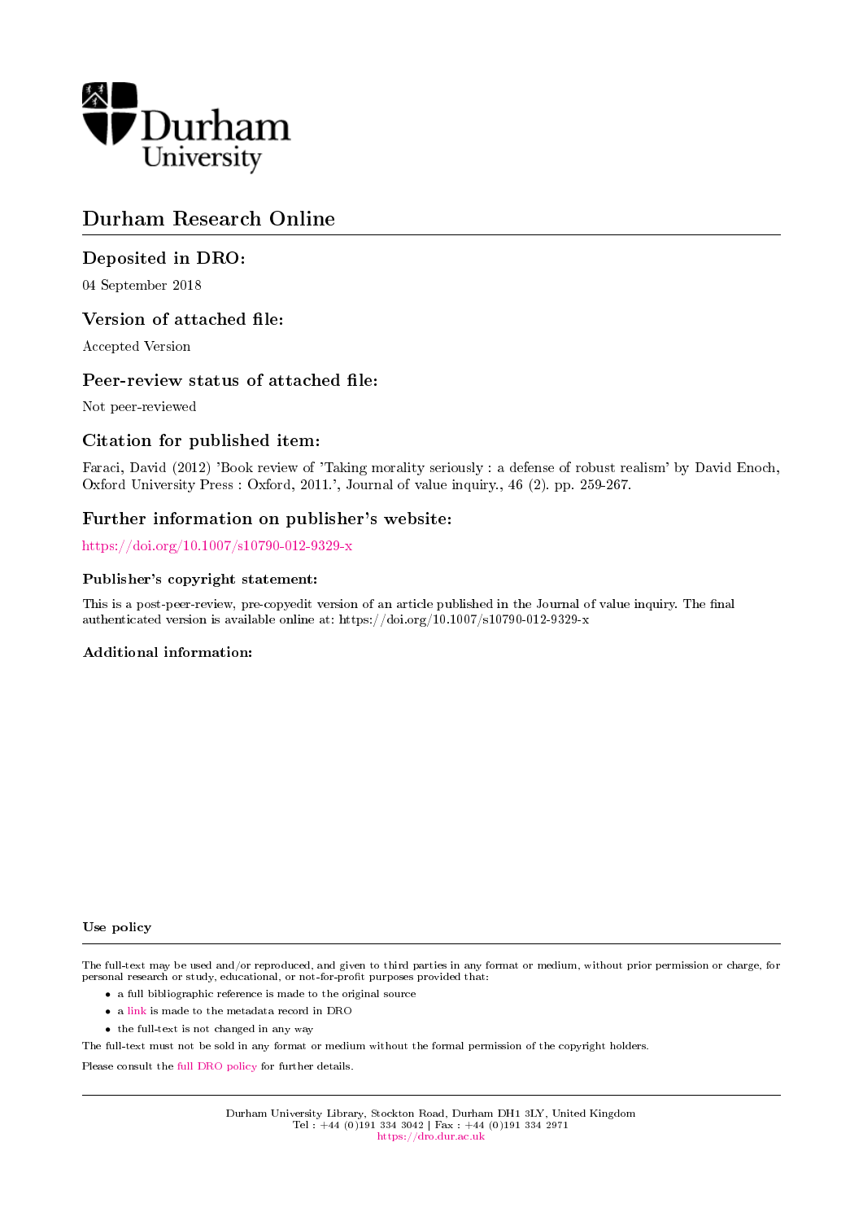Durham University

# Durham Research Online

## Deposited in DRO:

04 September 2018

## Version of attached file:

Accepted Version

## Peer-review status of attached file:

Not peer-reviewed

## Citation for published item:

Faraci, David (2012) 'Book review of 'Taking morality seriously : a defense of robust realism' by David Enoch, Oxford University Press : Oxford, 2011.', Journal of value inquiry., 46 (2). pp. 259-267.

## Further information on publisher's website:

https://doi.org/10.1007/s10790-012-9329-x

### Publisher's copyright statement:

This is a post-peer-review, pre-copyedit version of an article published in the Journal of value inquiry. The final authenticated version is available online at: https://doi.org/10.1007/s10790-012-9329-x

### Additional information:

#### Use policy

The full-text may be used and/or reproduced, and given to third parties in any format or medium, without prior permission or charge, for personal research or study, educational, or not-for-profit purposes provided that:

- a full bibliographic reference is made to the original source
- a link is made to the metadata record in DRO
- the full-text is not changed in any way

The full-text must not be sold in any format or medium without the formal permission of the copyright holders.

Please consult the full DRO policy for further details.

Durham University Library, Stockton Road, Durham DH1 3LY, United Kingdom
Tel : +44 (0)191 334 3042 | Fax : +44 (0)191 334 2971
https://dro.dur.ac.uk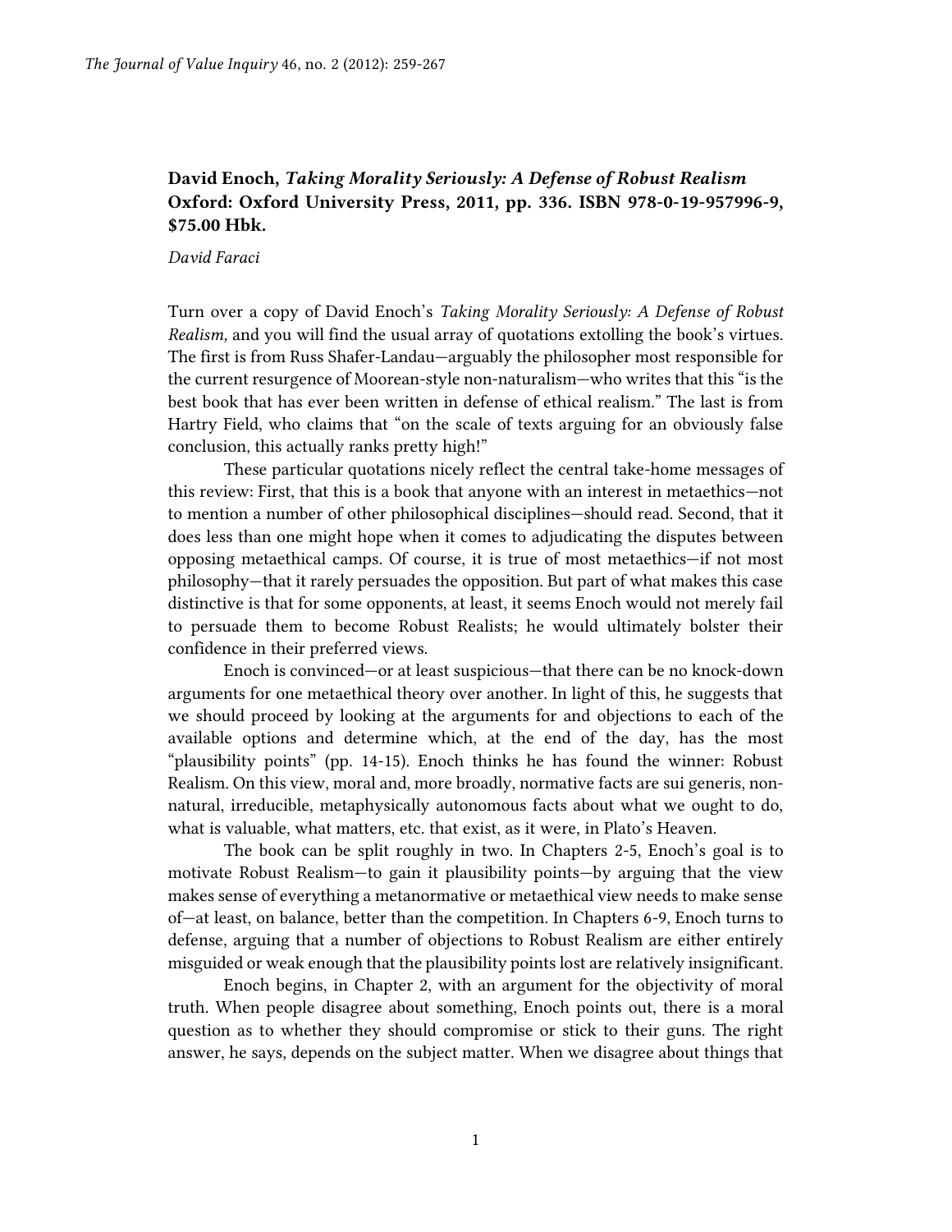**David Enoch, *Taking Morality Seriously: A Defense of Robust Realism* Oxford: Oxford University Press, 2011, pp. 336. ISBN 978-0-19-957996-9, $75.00 Hbk.**

*David Faraci*

Turn over a copy of David Enoch's *Taking Morality Seriously: A Defense of Robust Realism,* and you will find the usual array of quotations extolling the book's virtues. The first is from Russ Shafer-Landau—arguably the philosopher most responsible for the current resurgence of Moorean-style non-naturalism—who writes that this "is the best book that has ever been written in defense of ethical realism." The last is from Hartry Field, who claims that "on the scale of texts arguing for an obviously false conclusion, this actually ranks pretty high!"

These particular quotations nicely reflect the central take-home messages of this review: First, that this is a book that anyone with an interest in metaethics—not to mention a number of other philosophical disciplines—should read. Second, that it does less than one might hope when it comes to adjudicating the disputes between opposing metaethical camps. Of course, it is true of most metaethics—if not most philosophy—that it rarely persuades the opposition. But part of what makes this case distinctive is that for some opponents, at least, it seems Enoch would not merely fail to persuade them to become Robust Realists; he would ultimately bolster their confidence in their preferred views.

Enoch is convinced—or at least suspicious—that there can be no knock-down arguments for one metaethical theory over another. In light of this, he suggests that we should proceed by looking at the arguments for and objections to each of the available options and determine which, at the end of the day, has the most "plausibility points" (pp. 14-15). Enoch thinks he has found the winner: Robust Realism. On this view, moral and, more broadly, normative facts are sui generis, non-natural, irreducible, metaphysically autonomous facts about what we ought to do, what is valuable, what matters, etc. that exist, as it were, in Plato's Heaven.

The book can be split roughly in two. In Chapters 2-5, Enoch's goal is to motivate Robust Realism—to gain it plausibility points—by arguing that the view makes sense of everything a metanormative or metaethical view needs to make sense of—at least, on balance, better than the competition. In Chapters 6-9, Enoch turns to defense, arguing that a number of objections to Robust Realism are either entirely misguided or weak enough that the plausibility points lost are relatively insignificant.

Enoch begins, in Chapter 2, with an argument for the objectivity of moral truth. When people disagree about something, Enoch points out, there is a moral question as to whether they should compromise or stick to their guns. The right answer, he says, depends on the subject matter. When we disagree about things that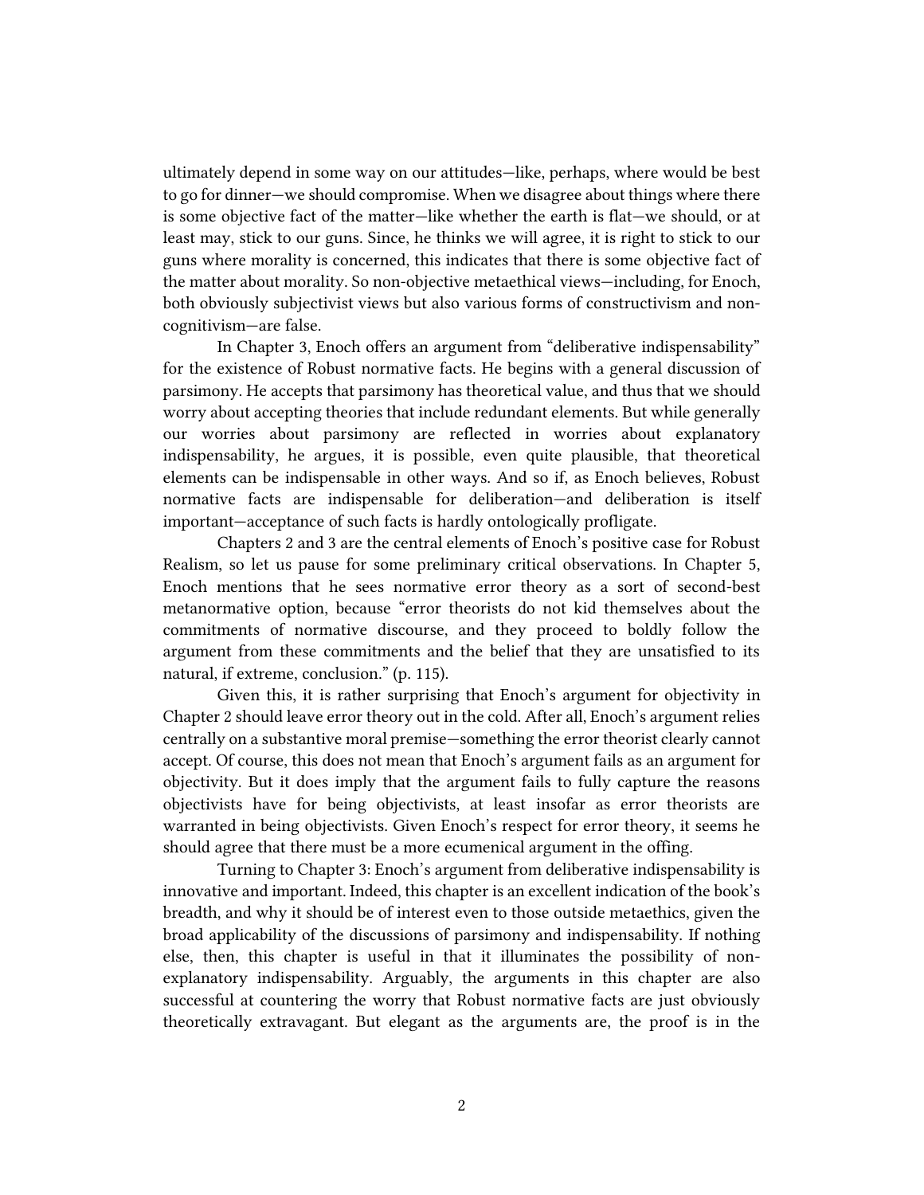ultimately depend in some way on our attitudes—like, perhaps, where would be best to go for dinner—we should compromise. When we disagree about things where there is some objective fact of the matter—like whether the earth is flat—we should, or at least may, stick to our guns. Since, he thinks we will agree, it is right to stick to our guns where morality is concerned, this indicates that there is some objective fact of the matter about morality. So non-objective metaethical views—including, for Enoch, both obviously subjectivist views but also various forms of constructivism and non-cognitivism—are false.

In Chapter 3, Enoch offers an argument from "deliberative indispensability" for the existence of Robust normative facts. He begins with a general discussion of parsimony. He accepts that parsimony has theoretical value, and thus that we should worry about accepting theories that include redundant elements. But while generally our worries about parsimony are reflected in worries about explanatory indispensability, he argues, it is possible, even quite plausible, that theoretical elements can be indispensable in other ways. And so if, as Enoch believes, Robust normative facts are indispensable for deliberation—and deliberation is itself important—acceptance of such facts is hardly ontologically profligate.

Chapters 2 and 3 are the central elements of Enoch's positive case for Robust Realism, so let us pause for some preliminary critical observations. In Chapter 5, Enoch mentions that he sees normative error theory as a sort of second-best metanormative option, because "error theorists do not kid themselves about the commitments of normative discourse, and they proceed to boldly follow the argument from these commitments and the belief that they are unsatisfied to its natural, if extreme, conclusion." (p. 115).

Given this, it is rather surprising that Enoch's argument for objectivity in Chapter 2 should leave error theory out in the cold. After all, Enoch's argument relies centrally on a substantive moral premise—something the error theorist clearly cannot accept. Of course, this does not mean that Enoch's argument fails as an argument for objectivity. But it does imply that the argument fails to fully capture the reasons objectivists have for being objectivists, at least insofar as error theorists are warranted in being objectivists. Given Enoch's respect for error theory, it seems he should agree that there must be a more ecumenical argument in the offing.

Turning to Chapter 3: Enoch's argument from deliberative indispensability is innovative and important. Indeed, this chapter is an excellent indication of the book's breadth, and why it should be of interest even to those outside metaethics, given the broad applicability of the discussions of parsimony and indispensability. If nothing else, then, this chapter is useful in that it illuminates the possibility of non-explanatory indispensability. Arguably, the arguments in this chapter are also successful at countering the worry that Robust normative facts are just obviously theoretically extravagant. But elegant as the arguments are, the proof is in the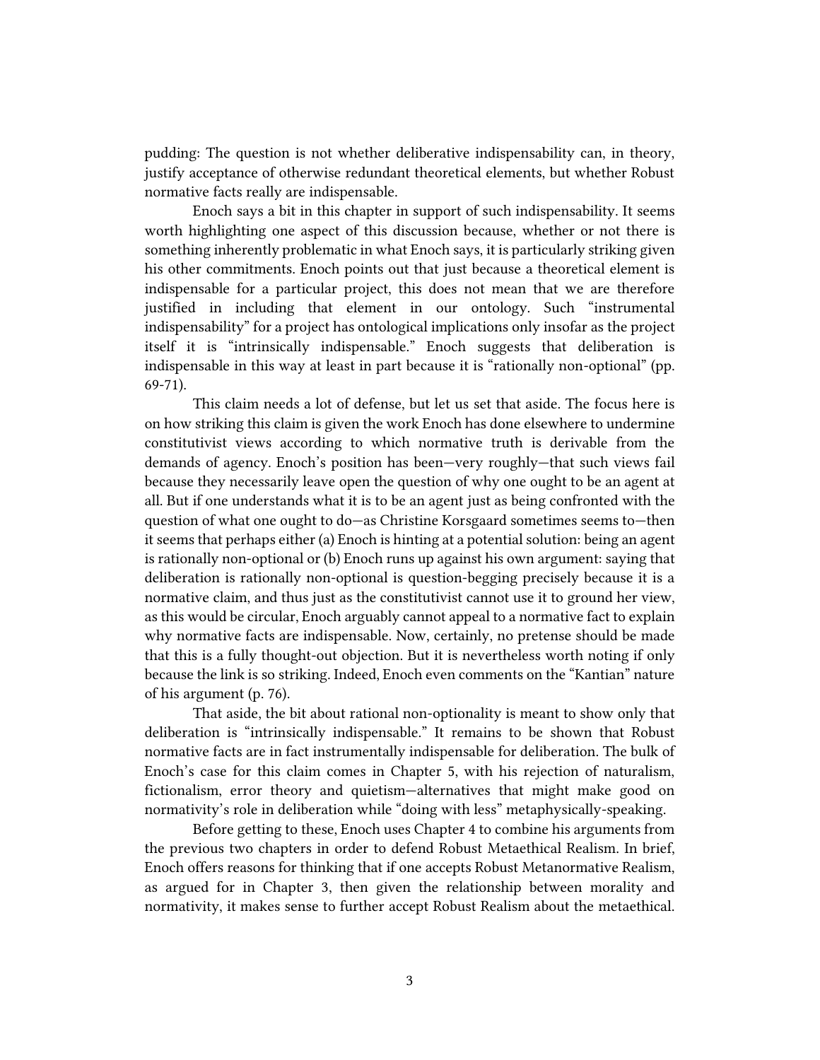pudding: The question is not whether deliberative indispensability can, in theory, justify acceptance of otherwise redundant theoretical elements, but whether Robust normative facts really are indispensable.

Enoch says a bit in this chapter in support of such indispensability. It seems worth highlighting one aspect of this discussion because, whether or not there is something inherently problematic in what Enoch says, it is particularly striking given his other commitments. Enoch points out that just because a theoretical element is indispensable for a particular project, this does not mean that we are therefore justified in including that element in our ontology. Such "instrumental indispensability" for a project has ontological implications only insofar as the project itself it is "intrinsically indispensable." Enoch suggests that deliberation is indispensable in this way at least in part because it is "rationally non-optional" (pp. 69-71).

This claim needs a lot of defense, but let us set that aside. The focus here is on how striking this claim is given the work Enoch has done elsewhere to undermine constitutivist views according to which normative truth is derivable from the demands of agency. Enoch's position has been—very roughly—that such views fail because they necessarily leave open the question of why one ought to be an agent at all. But if one understands what it is to be an agent just as being confronted with the question of what one ought to do—as Christine Korsgaard sometimes seems to—then it seems that perhaps either (a) Enoch is hinting at a potential solution: being an agent is rationally non-optional or (b) Enoch runs up against his own argument: saying that deliberation is rationally non-optional is question-begging precisely because it is a normative claim, and thus just as the constitutivist cannot use it to ground her view, as this would be circular, Enoch arguably cannot appeal to a normative fact to explain why normative facts are indispensable. Now, certainly, no pretense should be made that this is a fully thought-out objection. But it is nevertheless worth noting if only because the link is so striking. Indeed, Enoch even comments on the "Kantian" nature of his argument (p. 76).

That aside, the bit about rational non-optionality is meant to show only that deliberation is "intrinsically indispensable." It remains to be shown that Robust normative facts are in fact instrumentally indispensable for deliberation. The bulk of Enoch's case for this claim comes in Chapter 5, with his rejection of naturalism, fictionalism, error theory and quietism—alternatives that might make good on normativity's role in deliberation while "doing with less" metaphysically-speaking.

Before getting to these, Enoch uses Chapter 4 to combine his arguments from the previous two chapters in order to defend Robust Metaethical Realism. In brief, Enoch offers reasons for thinking that if one accepts Robust Metanormative Realism, as argued for in Chapter 3, then given the relationship between morality and normativity, it makes sense to further accept Robust Realism about the metaethical.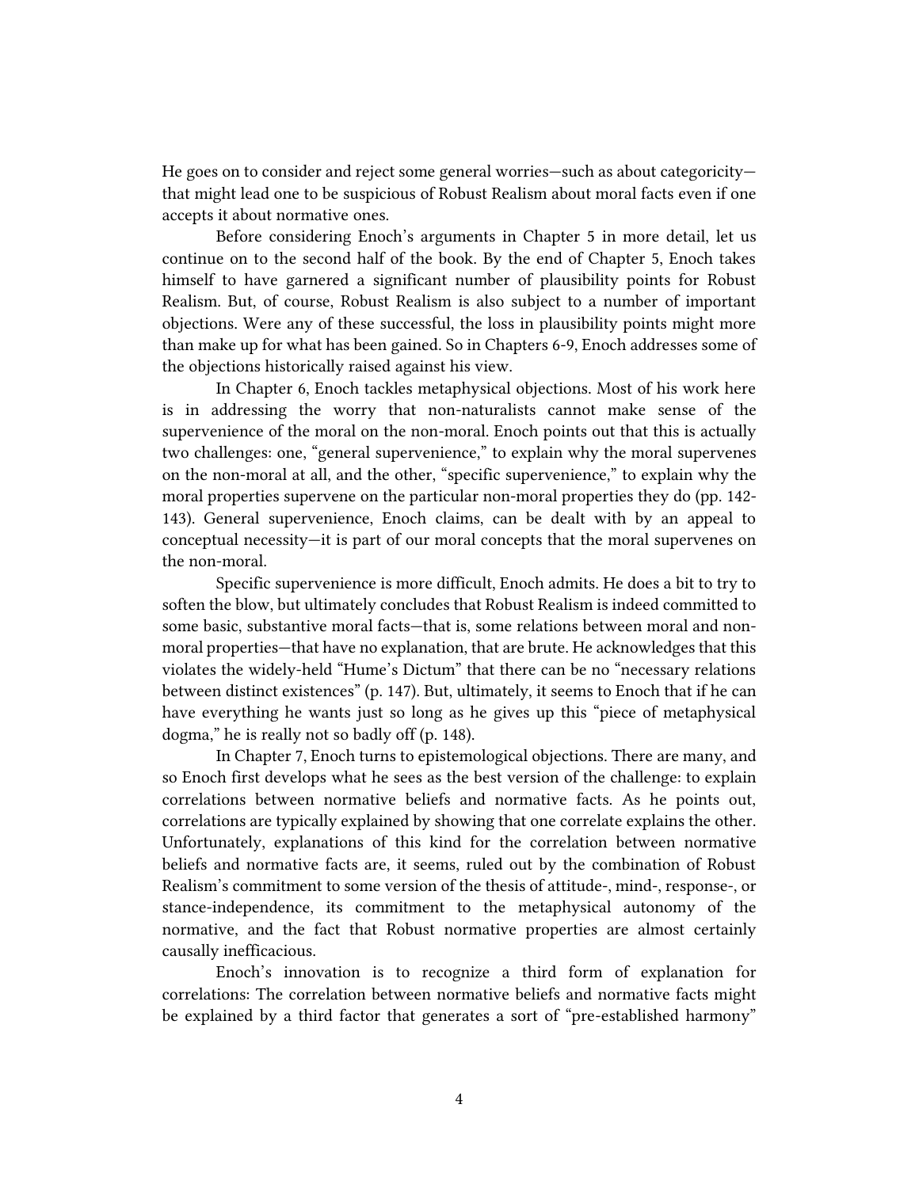He goes on to consider and reject some general worries—such as about categoricity—that might lead one to be suspicious of Robust Realism about moral facts even if one accepts it about normative ones.

Before considering Enoch's arguments in Chapter 5 in more detail, let us continue on to the second half of the book. By the end of Chapter 5, Enoch takes himself to have garnered a significant number of plausibility points for Robust Realism. But, of course, Robust Realism is also subject to a number of important objections. Were any of these successful, the loss in plausibility points might more than make up for what has been gained. So in Chapters 6-9, Enoch addresses some of the objections historically raised against his view.

In Chapter 6, Enoch tackles metaphysical objections. Most of his work here is in addressing the worry that non-naturalists cannot make sense of the supervenience of the moral on the non-moral. Enoch points out that this is actually two challenges: one, "general supervenience," to explain why the moral supervenes on the non-moral at all, and the other, "specific supervenience," to explain why the moral properties supervene on the particular non-moral properties they do (pp. 142-143). General supervenience, Enoch claims, can be dealt with by an appeal to conceptual necessity—it is part of our moral concepts that the moral supervenes on the non-moral.

Specific supervenience is more difficult, Enoch admits. He does a bit to try to soften the blow, but ultimately concludes that Robust Realism is indeed committed to some basic, substantive moral facts—that is, some relations between moral and non-moral properties—that have no explanation, that are brute. He acknowledges that this violates the widely-held "Hume's Dictum" that there can be no "necessary relations between distinct existences" (p. 147). But, ultimately, it seems to Enoch that if he can have everything he wants just so long as he gives up this "piece of metaphysical dogma," he is really not so badly off (p. 148).

In Chapter 7, Enoch turns to epistemological objections. There are many, and so Enoch first develops what he sees as the best version of the challenge: to explain correlations between normative beliefs and normative facts. As he points out, correlations are typically explained by showing that one correlate explains the other. Unfortunately, explanations of this kind for the correlation between normative beliefs and normative facts are, it seems, ruled out by the combination of Robust Realism's commitment to some version of the thesis of attitude-, mind-, response-, or stance-independence, its commitment to the metaphysical autonomy of the normative, and the fact that Robust normative properties are almost certainly causally inefficacious.

Enoch's innovation is to recognize a third form of explanation for correlations: The correlation between normative beliefs and normative facts might be explained by a third factor that generates a sort of "pre-established harmony"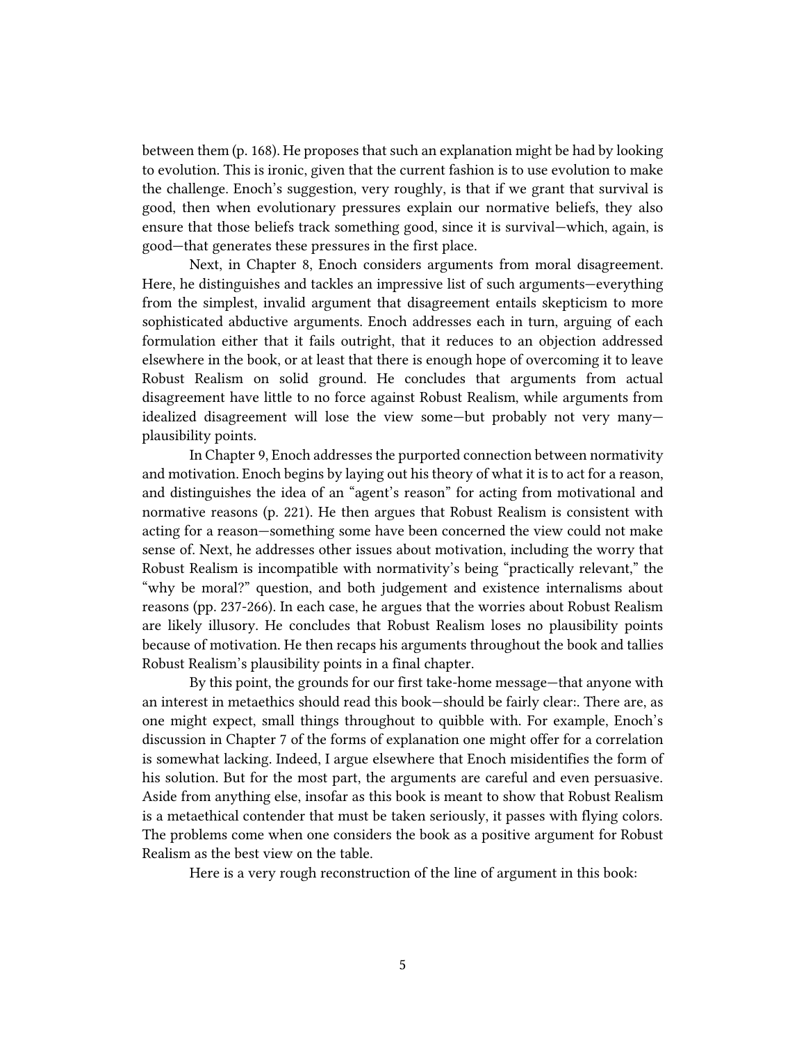between them (p. 168). He proposes that such an explanation might be had by looking to evolution. This is ironic, given that the current fashion is to use evolution to make the challenge. Enoch's suggestion, very roughly, is that if we grant that survival is good, then when evolutionary pressures explain our normative beliefs, they also ensure that those beliefs track something good, since it is survival—which, again, is good—that generates these pressures in the first place.

Next, in Chapter 8, Enoch considers arguments from moral disagreement. Here, he distinguishes and tackles an impressive list of such arguments—everything from the simplest, invalid argument that disagreement entails skepticism to more sophisticated abductive arguments. Enoch addresses each in turn, arguing of each formulation either that it fails outright, that it reduces to an objection addressed elsewhere in the book, or at least that there is enough hope of overcoming it to leave Robust Realism on solid ground. He concludes that arguments from actual disagreement have little to no force against Robust Realism, while arguments from idealized disagreement will lose the view some—but probably not very many—plausibility points.

In Chapter 9, Enoch addresses the purported connection between normativity and motivation. Enoch begins by laying out his theory of what it is to act for a reason, and distinguishes the idea of an "agent's reason" for acting from motivational and normative reasons (p. 221). He then argues that Robust Realism is consistent with acting for a reason—something some have been concerned the view could not make sense of. Next, he addresses other issues about motivation, including the worry that Robust Realism is incompatible with normativity's being "practically relevant," the "why be moral?" question, and both judgement and existence internalisms about reasons (pp. 237-266). In each case, he argues that the worries about Robust Realism are likely illusory. He concludes that Robust Realism loses no plausibility points because of motivation. He then recaps his arguments throughout the book and tallies Robust Realism's plausibility points in a final chapter.

By this point, the grounds for our first take-home message—that anyone with an interest in metaethics should read this book—should be fairly clear:. There are, as one might expect, small things throughout to quibble with. For example, Enoch's discussion in Chapter 7 of the forms of explanation one might offer for a correlation is somewhat lacking. Indeed, I argue elsewhere that Enoch misidentifies the form of his solution. But for the most part, the arguments are careful and even persuasive. Aside from anything else, insofar as this book is meant to show that Robust Realism is a metaethical contender that must be taken seriously, it passes with flying colors. The problems come when one considers the book as a positive argument for Robust Realism as the best view on the table.

Here is a very rough reconstruction of the line of argument in this book: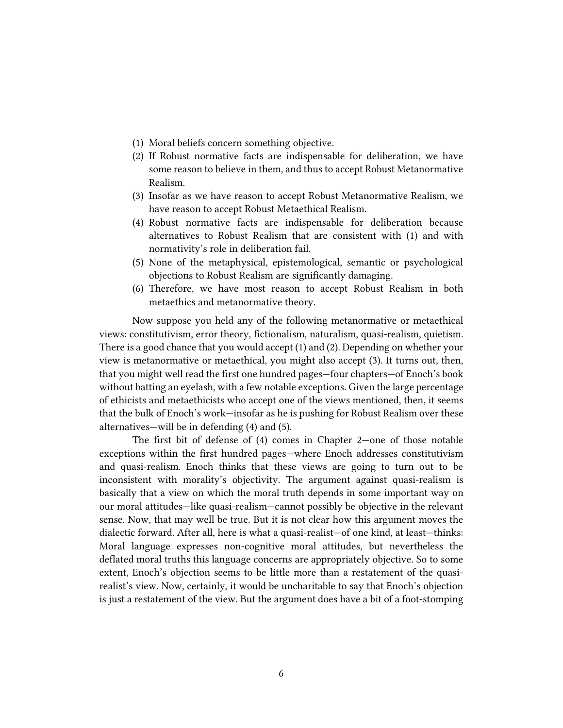(1) Moral beliefs concern something objective.
(2) If Robust normative facts are indispensable for deliberation, we have some reason to believe in them, and thus to accept Robust Metanormative Realism.
(3) Insofar as we have reason to accept Robust Metanormative Realism, we have reason to accept Robust Metaethical Realism.
(4) Robust normative facts are indispensable for deliberation because alternatives to Robust Realism that are consistent with (1) and with normativity's role in deliberation fail.
(5) None of the metaphysical, epistemological, semantic or psychological objections to Robust Realism are significantly damaging.
(6) Therefore, we have most reason to accept Robust Realism in both metaethics and metanormative theory.

Now suppose you held any of the following metanormative or metaethical views: constitutivism, error theory, fictionalism, naturalism, quasi-realism, quietism. There is a good chance that you would accept (1) and (2). Depending on whether your view is metanormative or metaethical, you might also accept (3). It turns out, then, that you might well read the first one hundred pages—four chapters—of Enoch's book without batting an eyelash, with a few notable exceptions. Given the large percentage of ethicists and metaethicists who accept one of the views mentioned, then, it seems that the bulk of Enoch's work—insofar as he is pushing for Robust Realism over these alternatives—will be in defending (4) and (5).

The first bit of defense of (4) comes in Chapter 2—one of those notable exceptions within the first hundred pages—where Enoch addresses constitutivism and quasi-realism. Enoch thinks that these views are going to turn out to be inconsistent with morality's objectivity. The argument against quasi-realism is basically that a view on which the moral truth depends in some important way on our moral attitudes—like quasi-realism—cannot possibly be objective in the relevant sense. Now, that may well be true. But it is not clear how this argument moves the dialectic forward. After all, here is what a quasi-realist—of one kind, at least—thinks: Moral language expresses non-cognitive moral attitudes, but nevertheless the deflated moral truths this language concerns are appropriately objective. So to some extent, Enoch's objection seems to be little more than a restatement of the quasi-realist's view. Now, certainly, it would be uncharitable to say that Enoch's objection is just a restatement of the view. But the argument does have a bit of a foot-stomping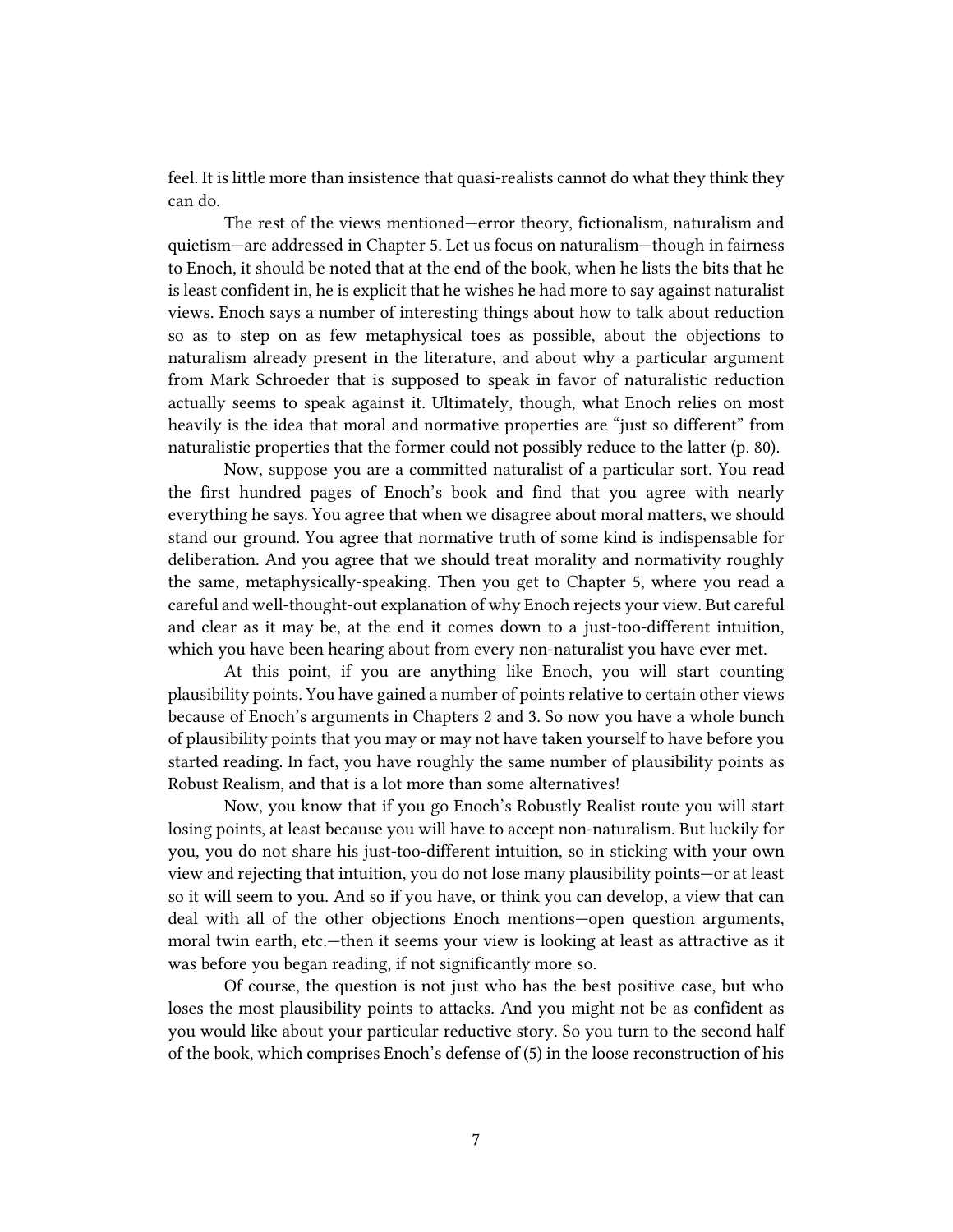feel. It is little more than insistence that quasi-realists cannot do what they think they can do.

The rest of the views mentioned—error theory, fictionalism, naturalism and quietism—are addressed in Chapter 5. Let us focus on naturalism—though in fairness to Enoch, it should be noted that at the end of the book, when he lists the bits that he is least confident in, he is explicit that he wishes he had more to say against naturalist views. Enoch says a number of interesting things about how to talk about reduction so as to step on as few metaphysical toes as possible, about the objections to naturalism already present in the literature, and about why a particular argument from Mark Schroeder that is supposed to speak in favor of naturalistic reduction actually seems to speak against it. Ultimately, though, what Enoch relies on most heavily is the idea that moral and normative properties are "just so different" from naturalistic properties that the former could not possibly reduce to the latter (p. 80).

Now, suppose you are a committed naturalist of a particular sort. You read the first hundred pages of Enoch's book and find that you agree with nearly everything he says. You agree that when we disagree about moral matters, we should stand our ground. You agree that normative truth of some kind is indispensable for deliberation. And you agree that we should treat morality and normativity roughly the same, metaphysically-speaking. Then you get to Chapter 5, where you read a careful and well-thought-out explanation of why Enoch rejects your view. But careful and clear as it may be, at the end it comes down to a just-too-different intuition, which you have been hearing about from every non-naturalist you have ever met.

At this point, if you are anything like Enoch, you will start counting plausibility points. You have gained a number of points relative to certain other views because of Enoch's arguments in Chapters 2 and 3. So now you have a whole bunch of plausibility points that you may or may not have taken yourself to have before you started reading. In fact, you have roughly the same number of plausibility points as Robust Realism, and that is a lot more than some alternatives!

Now, you know that if you go Enoch's Robustly Realist route you will start losing points, at least because you will have to accept non-naturalism. But luckily for you, you do not share his just-too-different intuition, so in sticking with your own view and rejecting that intuition, you do not lose many plausibility points—or at least so it will seem to you. And so if you have, or think you can develop, a view that can deal with all of the other objections Enoch mentions—open question arguments, moral twin earth, etc.—then it seems your view is looking at least as attractive as it was before you began reading, if not significantly more so.

Of course, the question is not just who has the best positive case, but who loses the most plausibility points to attacks. And you might not be as confident as you would like about your particular reductive story. So you turn to the second half of the book, which comprises Enoch's defense of (5) in the loose reconstruction of his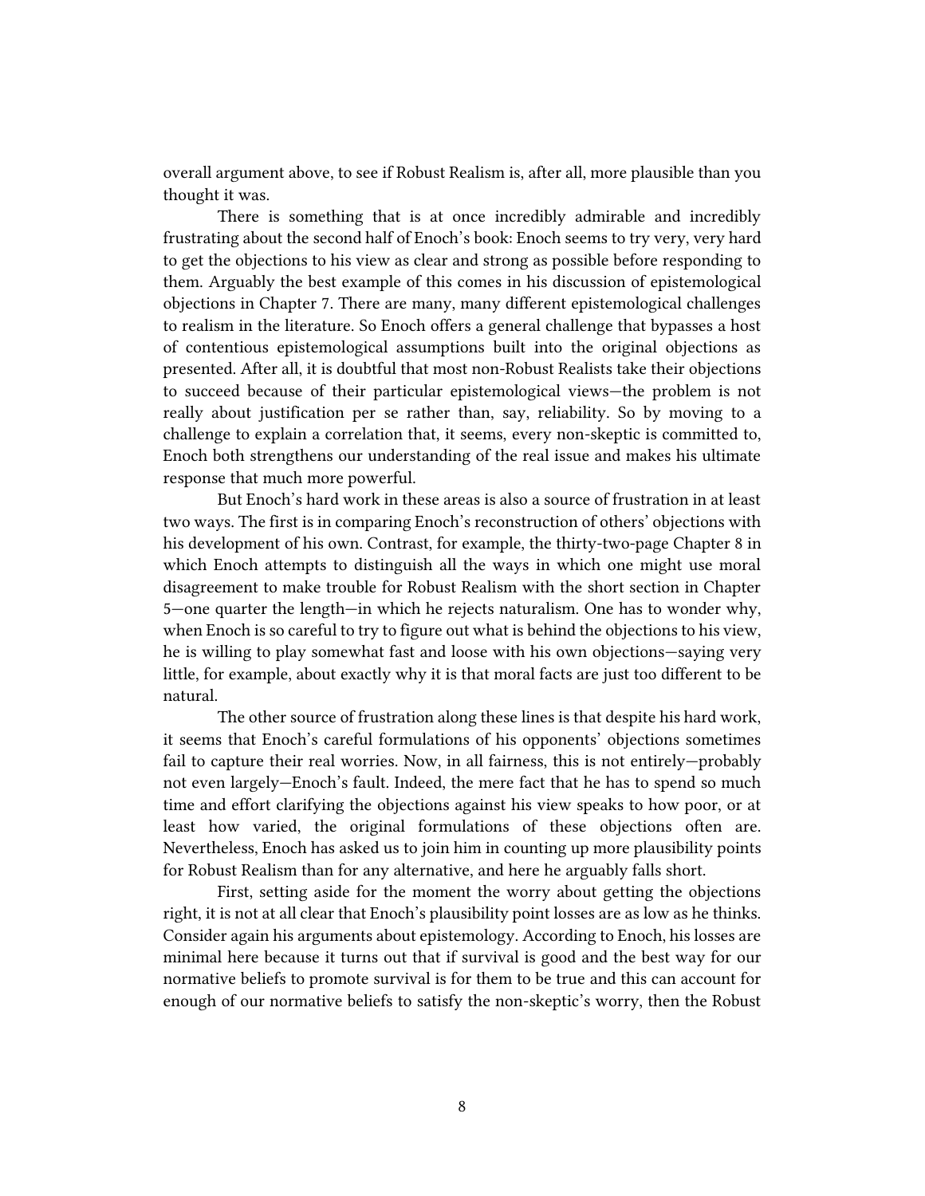overall argument above, to see if Robust Realism is, after all, more plausible than you thought it was.

There is something that is at once incredibly admirable and incredibly frustrating about the second half of Enoch's book: Enoch seems to try very, very hard to get the objections to his view as clear and strong as possible before responding to them. Arguably the best example of this comes in his discussion of epistemological objections in Chapter 7. There are many, many different epistemological challenges to realism in the literature. So Enoch offers a general challenge that bypasses a host of contentious epistemological assumptions built into the original objections as presented. After all, it is doubtful that most non-Robust Realists take their objections to succeed because of their particular epistemological views—the problem is not really about justification per se rather than, say, reliability. So by moving to a challenge to explain a correlation that, it seems, every non-skeptic is committed to, Enoch both strengthens our understanding of the real issue and makes his ultimate response that much more powerful.

But Enoch's hard work in these areas is also a source of frustration in at least two ways. The first is in comparing Enoch's reconstruction of others' objections with his development of his own. Contrast, for example, the thirty-two-page Chapter 8 in which Enoch attempts to distinguish all the ways in which one might use moral disagreement to make trouble for Robust Realism with the short section in Chapter 5—one quarter the length—in which he rejects naturalism. One has to wonder why, when Enoch is so careful to try to figure out what is behind the objections to his view, he is willing to play somewhat fast and loose with his own objections—saying very little, for example, about exactly why it is that moral facts are just too different to be natural.

The other source of frustration along these lines is that despite his hard work, it seems that Enoch's careful formulations of his opponents' objections sometimes fail to capture their real worries. Now, in all fairness, this is not entirely—probably not even largely—Enoch's fault. Indeed, the mere fact that he has to spend so much time and effort clarifying the objections against his view speaks to how poor, or at least how varied, the original formulations of these objections often are. Nevertheless, Enoch has asked us to join him in counting up more plausibility points for Robust Realism than for any alternative, and here he arguably falls short.

First, setting aside for the moment the worry about getting the objections right, it is not at all clear that Enoch's plausibility point losses are as low as he thinks. Consider again his arguments about epistemology. According to Enoch, his losses are minimal here because it turns out that if survival is good and the best way for our normative beliefs to promote survival is for them to be true and this can account for enough of our normative beliefs to satisfy the non-skeptic's worry, then the Robust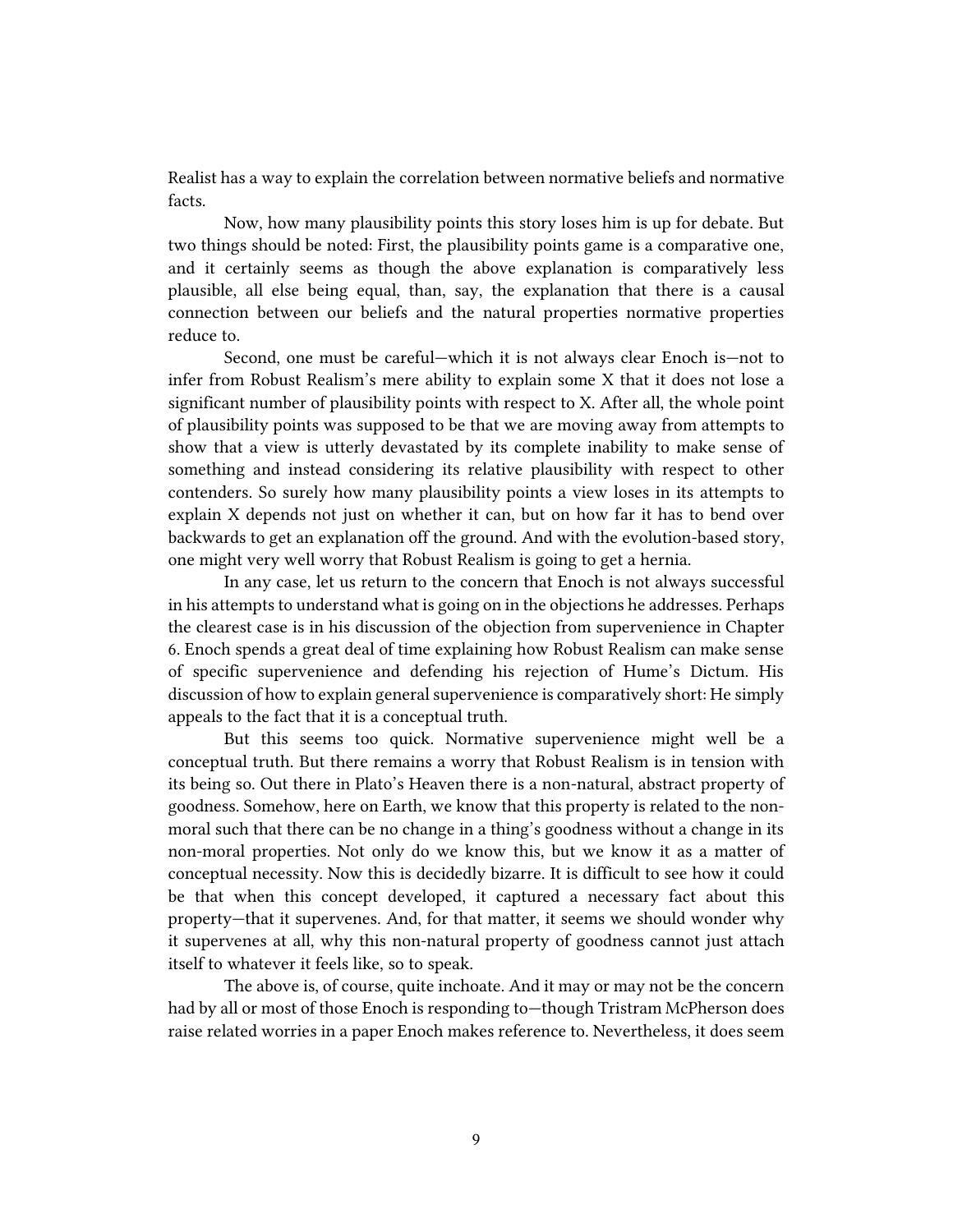Realist has a way to explain the correlation between normative beliefs and normative facts.

Now, how many plausibility points this story loses him is up for debate. But two things should be noted: First, the plausibility points game is a comparative one, and it certainly seems as though the above explanation is comparatively less plausible, all else being equal, than, say, the explanation that there is a causal connection between our beliefs and the natural properties normative properties reduce to.

Second, one must be careful—which it is not always clear Enoch is—not to infer from Robust Realism's mere ability to explain some X that it does not lose a significant number of plausibility points with respect to X. After all, the whole point of plausibility points was supposed to be that we are moving away from attempts to show that a view is utterly devastated by its complete inability to make sense of something and instead considering its relative plausibility with respect to other contenders. So surely how many plausibility points a view loses in its attempts to explain X depends not just on whether it can, but on how far it has to bend over backwards to get an explanation off the ground. And with the evolution-based story, one might very well worry that Robust Realism is going to get a hernia.

In any case, let us return to the concern that Enoch is not always successful in his attempts to understand what is going on in the objections he addresses. Perhaps the clearest case is in his discussion of the objection from supervenience in Chapter 6. Enoch spends a great deal of time explaining how Robust Realism can make sense of specific supervenience and defending his rejection of Hume's Dictum. His discussion of how to explain general supervenience is comparatively short: He simply appeals to the fact that it is a conceptual truth.

But this seems too quick. Normative supervenience might well be a conceptual truth. But there remains a worry that Robust Realism is in tension with its being so. Out there in Plato's Heaven there is a non-natural, abstract property of goodness. Somehow, here on Earth, we know that this property is related to the non-moral such that there can be no change in a thing's goodness without a change in its non-moral properties. Not only do we know this, but we know it as a matter of conceptual necessity. Now this is decidedly bizarre. It is difficult to see how it could be that when this concept developed, it captured a necessary fact about this property—that it supervenes. And, for that matter, it seems we should wonder why it supervenes at all, why this non-natural property of goodness cannot just attach itself to whatever it feels like, so to speak.

The above is, of course, quite inchoate. And it may or may not be the concern had by all or most of those Enoch is responding to—though Tristram McPherson does raise related worries in a paper Enoch makes reference to. Nevertheless, it does seem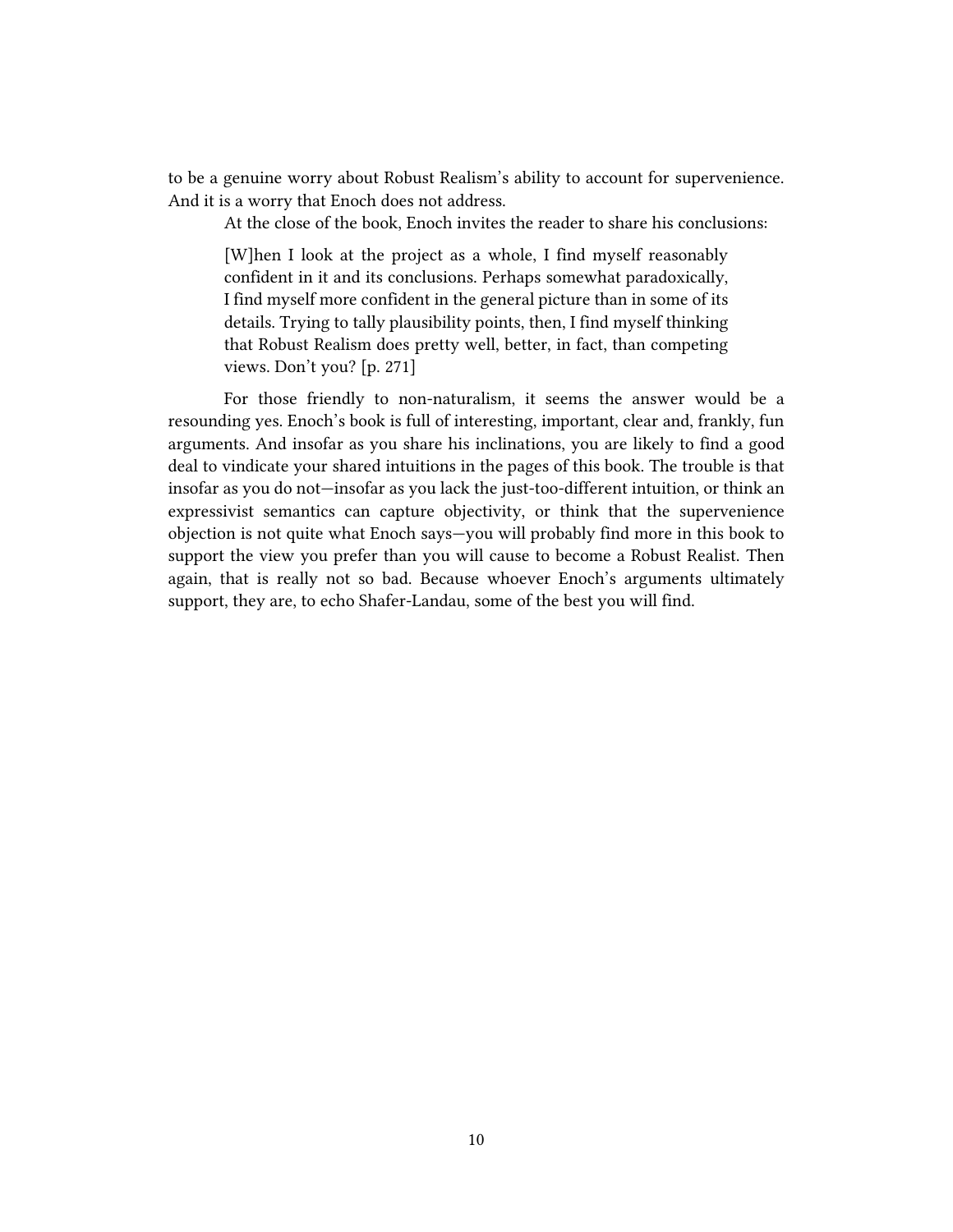to be a genuine worry about Robust Realism's ability to account for supervenience. And it is a worry that Enoch does not address.

At the close of the book, Enoch invites the reader to share his conclusions:

> [W]hen I look at the project as a whole, I find myself reasonably confident in it and its conclusions. Perhaps somewhat paradoxically, I find myself more confident in the general picture than in some of its details. Trying to tally plausibility points, then, I find myself thinking that Robust Realism does pretty well, better, in fact, than competing views. Don't you? [p. 271]

For those friendly to non-naturalism, it seems the answer would be a resounding yes. Enoch's book is full of interesting, important, clear and, frankly, fun arguments. And insofar as you share his inclinations, you are likely to find a good deal to vindicate your shared intuitions in the pages of this book. The trouble is that insofar as you do not—insofar as you lack the just-too-different intuition, or think an expressivist semantics can capture objectivity, or think that the supervenience objection is not quite what Enoch says—you will probably find more in this book to support the view you prefer than you will cause to become a Robust Realist. Then again, that is really not so bad. Because whoever Enoch's arguments ultimately support, they are, to echo Shafer-Landau, some of the best you will find.